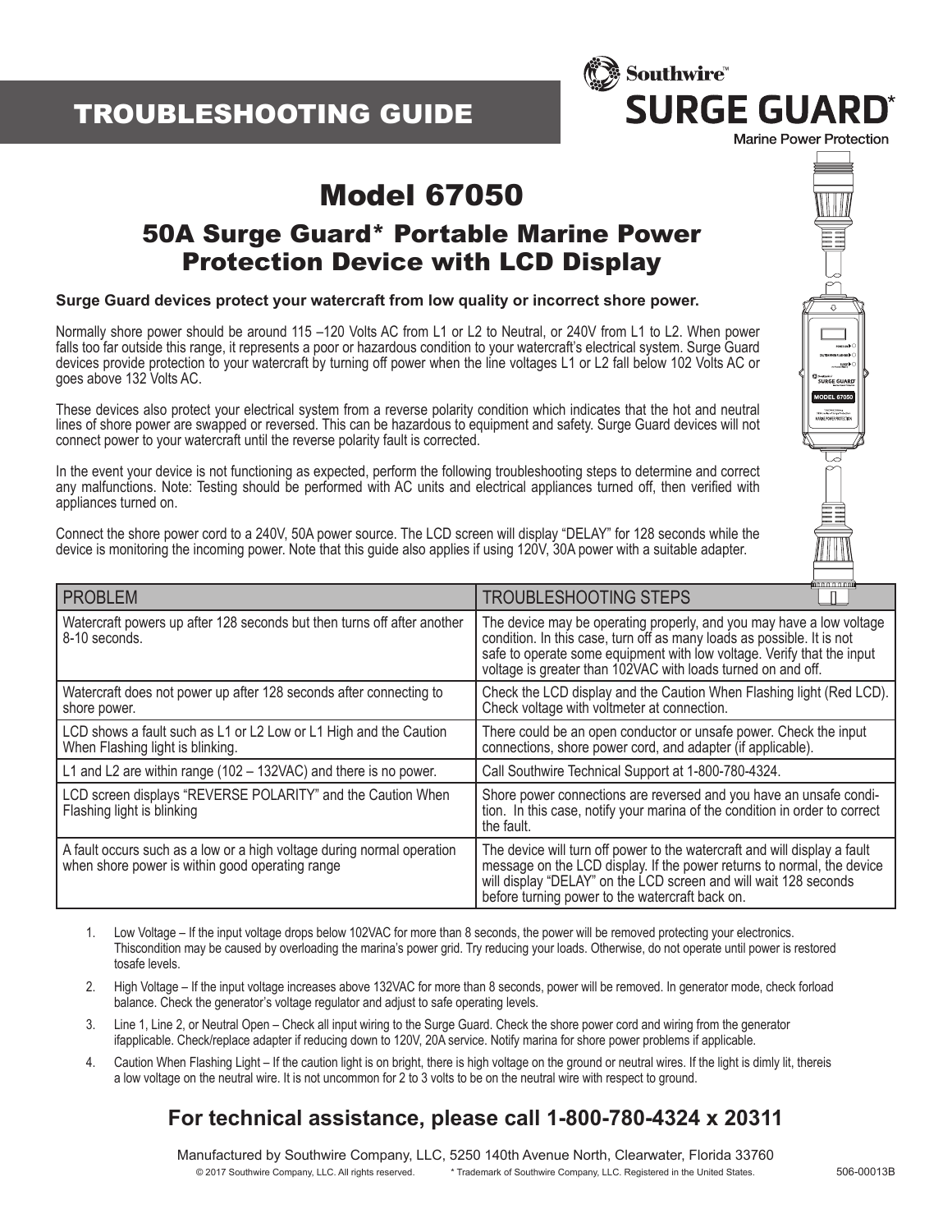# TROUBLESHOOTING GUIDE

Southwire™
**SURGE GUARD***
Marine Power Protection

# Model 67050

## 50A Surge Guard* Portable Marine Power Protection Device with LCD Display

**Surge Guard devices protect your watercraft from low quality or incorrect shore power.**

Normally shore power should be around 115 –120 Volts AC from L1 or L2 to Neutral, or 240V from L1 to L2. When power falls too far outside this range, it represents a poor or hazardous condition to your watercraft's electrical system. Surge Guard devices provide protection to your watercraft by turning off power when the line voltages L1 or L2 fall below 102 Volts AC or goes above 132 Volts AC.

These devices also protect your electrical system from a reverse polarity condition which indicates that the hot and neutral lines of shore power are swapped or reversed. This can be hazardous to equipment and safety. Surge Guard devices will not connect power to your watercraft until the reverse polarity fault is corrected.

In the event your device is not functioning as expected, perform the following troubleshooting steps to determine and correct any malfunctions. Note: Testing should be performed with AC units and electrical appliances turned off, then verified with appliances turned on.

Connect the shore power cord to a 240V, 50A power source. The LCD screen will display "DELAY" for 128 seconds while the device is monitoring the incoming power. Note that this guide also applies if using 120V, 30A power with a suitable adapter.

| PROBLEM | TROUBLESHOOTING STEPS |
|---|---|
| Watercraft powers up after 128 seconds but then turns off after another 8-10 seconds. | The device may be operating properly, and you may have a low voltage condition. In this case, turn off as many loads as possible. It is not safe to operate some equipment with low voltage. Verify that the input voltage is greater than 102VAC with loads turned on and off. |
| Watercraft does not power up after 128 seconds after connecting to shore power. | Check the LCD display and the Caution When Flashing light (Red LCD). Check voltage with voltmeter at connection. |
| LCD shows a fault such as L1 or L2 Low or L1 High and the Caution When Flashing light is blinking. | There could be an open conductor or unsafe power. Check the input connections, shore power cord, and adapter (if applicable). |
| L1 and L2 are within range (102 – 132VAC) and there is no power. | Call Southwire Technical Support at 1-800-780-4324. |
| LCD screen displays "REVERSE POLARITY" and the Caution When Flashing light is blinking | Shore power connections are reversed and you have an unsafe condition. In this case, notify your marina of the condition in order to correct the fault. |
| A fault occurs such as a low or a high voltage during normal operation when shore power is within good operating range | The device will turn off power to the watercraft and will display a fault message on the LCD display. If the power returns to normal, the device will display "DELAY" on the LCD screen and will wait 128 seconds before turning power to the watercraft back on. |

1. Low Voltage – If the input voltage drops below 102VAC for more than 8 seconds, the power will be removed protecting your electronics. Thiscondition may be caused by overloading the marina's power grid. Try reducing your loads. Otherwise, do not operate until power is restored tosafe levels.
2. High Voltage – If the input voltage increases above 132VAC for more than 8 seconds, power will be removed. In generator mode, check forload balance. Check the generator's voltage regulator and adjust to safe operating levels.
3. Line 1, Line 2, or Neutral Open – Check all input wiring to the Surge Guard. Check the shore power cord and wiring from the generator ifapplicable. Check/replace adapter if reducing down to 120V, 20A service. Notify marina for shore power problems if applicable.
4. Caution When Flashing Light – If the caution light is on bright, there is high voltage on the ground or neutral wires. If the light is dimly lit, thereis a low voltage on the neutral wire. It is not uncommon for 2 to 3 volts to be on the neutral wire with respect to ground.

## For technical assistance, please call 1-800-780-4324 x 20311

Manufactured by Southwire Company, LLC, 5250 140th Avenue North, Clearwater, Florida 33760

© 2017 Southwire Company, LLC. All rights reserved. * Trademark of Southwire Company, LLC. Registered in the United States. 506-00013B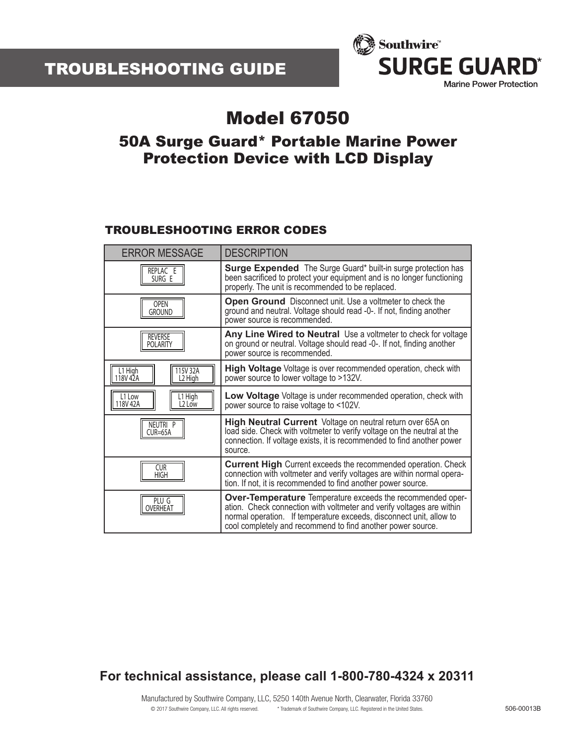# TROUBLESHOOTING GUIDE

Southwire™
SURGE GUARD*
Marine Power Protection

## Model 67050

### 50A Surge Guard* Portable Marine Power Protection Device with LCD Display

### TROUBLESHOOTING ERROR CODES

| ERROR MESSAGE | DESCRIPTION |
|---|---|
| REPLAC E SURG E | **Surge Expended** The Surge Guard* built-in surge protection has been sacrificed to protect your equipment and is no longer functioning properly. The unit is recommended to be replaced. |
| OPEN GROUND | **Open Ground** Disconnect unit. Use a voltmeter to check the ground and neutral. Voltage should read -0-. If not, finding another power source is recommended. |
| REVERSE POLARITY | **Any Line Wired to Neutral** Use a voltmeter to check for voltage on ground or neutral. Voltage should read -0-. If not, finding another power source is recommended. |
| L1 High 118V 42A / 115V 32A L2 High | **High Voltage** Voltage is over recommended operation, check with power source to lower voltage to >132V. |
| L1 Low 118V 42A / L1 High L2 Low | **Low Voltage** Voltage is under recommended operation, check with power source to raise voltage to <102V. |
| NEUTRI P CUR=65A | **High Neutral Current** Voltage on neutral return over 65A on load side. Check with voltmeter to verify voltage on the neutral at the connection. If voltage exists, it is recommended to find another power source. |
| CUR HIGH | **Current High** Current exceeds the recommended operation. Check connection with voltmeter and verify voltages are within normal operation. If not, it is recommended to find another power source. |
| PLU G OVERHEAT | **Over-Temperature** Temperature exceeds the recommended operation. Check connection with voltmeter and verify voltages are within normal operation. If temperature exceeds, disconnect unit, allow to cool completely and recommend to find another power source. |

**For technical assistance, please call 1-800-780-4324 x 20311**

Manufactured by Southwire Company, LLC, 5250 140th Avenue North, Clearwater, Florida 33760

© 2017 Southwire Company, LLC. All rights reserved. * Trademark of Southwire Company, LLC. Registered in the United States.

506-00013B